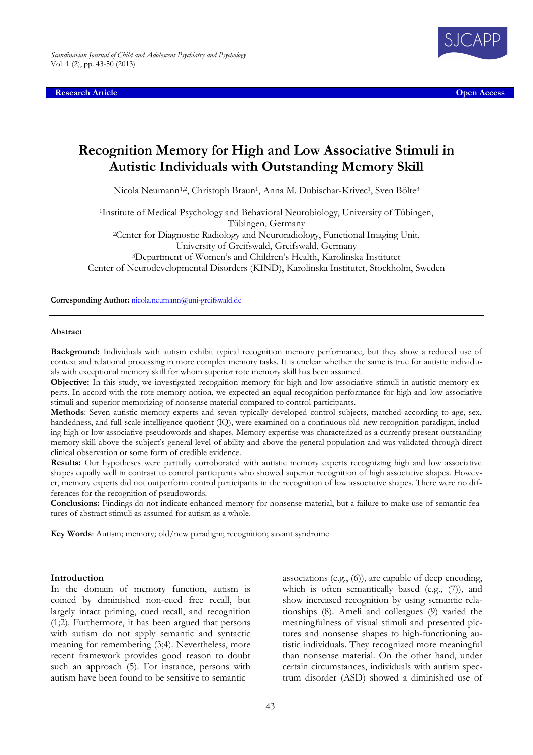Research Article | Open Access

# Recognition Memory for High and Low Associative Stimuli in Autistic Individuals with Outstanding Memory Skill

Nicola Neumann[1,2], Christoph Braun[1], Anna M. Dubischar-Krivec[1], Sven Bölte[3]

[1]Institute of Medical Psychology and Behavioral Neurobiology, University of Tübingen, Tübingen, Germany
[2]Center for Diagnostic Radiology and Neuroradiology, Functional Imaging Unit, University of Greifswald, Greifswald, Germany
[3]Department of Women's and Children's Health, Karolinska Institutet
Center of Neurodevelopmental Disorders (KIND), Karolinska Institutet, Stockholm, Sweden

**Corresponding Author:** nicola.neumann@uni-greifswald.de

## Abstract

**Background:** Individuals with autism exhibit typical recognition memory performance, but they show a reduced use of context and relational processing in more complex memory tasks. It is unclear whether the same is true for autistic individuals with exceptional memory skill for whom superior rote memory skill has been assumed.

**Objective:** In this study, we investigated recognition memory for high and low associative stimuli in autistic memory experts. In accord with the rote memory notion, we expected an equal recognition performance for high and low associative stimuli and superior memorizing of nonsense material compared to control participants.

**Methods**: Seven autistic memory experts and seven typically developed control subjects, matched according to age, sex, handedness, and full-scale intelligence quotient (IQ), were examined on a continuous old-new recognition paradigm, including high or low associative pseudowords and shapes. Memory expertise was characterized as a currently present outstanding memory skill above the subject's general level of ability and above the general population and was validated through direct clinical observation or some form of credible evidence.

**Results:** Our hypotheses were partially corroborated with autistic memory experts recognizing high and low associative shapes equally well in contrast to control participants who showed superior recognition of high associative shapes. However, memory experts did not outperform control participants in the recognition of low associative shapes. There were no differences for the recognition of pseudowords.

**Conclusions:** Findings do not indicate enhanced memory for nonsense material, but a failure to make use of semantic features of abstract stimuli as assumed for autism as a whole.

**Key Words**: Autism; memory; old/new paradigm; recognition; savant syndrome

## Introduction

In the domain of memory function, autism is coined by diminished non-cued free recall, but largely intact priming, cued recall, and recognition (1;2). Furthermore, it has been argued that persons with autism do not apply semantic and syntactic meaning for remembering (3;4). Nevertheless, more recent framework provides good reason to doubt such an approach (5). For instance, persons with autism have been found to be sensitive to semantic associations (e.g., (6)), are capable of deep encoding, which is often semantically based (e.g., (7)), and show increased recognition by using semantic relationships (8). Ameli and colleagues (9) varied the meaningfulness of visual stimuli and presented pictures and nonsense shapes to high-functioning autistic individuals. They recognized more meaningful than nonsense material. On the other hand, under certain circumstances, individuals with autism spectrum disorder (ASD) showed a diminished use of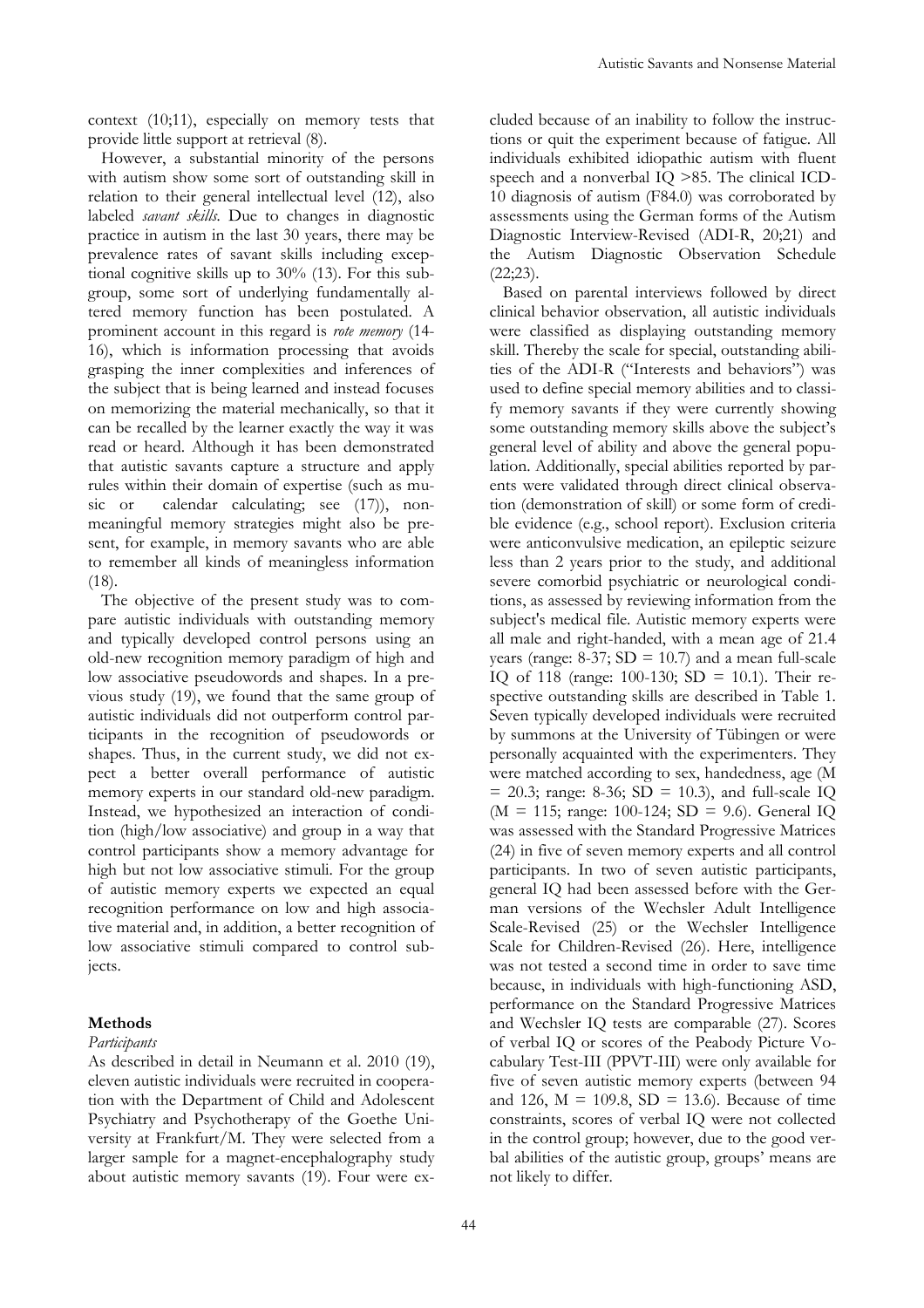context (10;11), especially on memory tests that provide little support at retrieval (8).

However, a substantial minority of the persons with autism show some sort of outstanding skill in relation to their general intellectual level (12), also labeled *savant skills.* Due to changes in diagnostic practice in autism in the last 30 years, there may be prevalence rates of savant skills including exceptional cognitive skills up to 30% (13). For this subgroup, some sort of underlying fundamentally altered memory function has been postulated. A prominent account in this regard is *rote memory* (14-16), which is information processing that avoids grasping the inner complexities and inferences of the subject that is being learned and instead focuses on memorizing the material mechanically, so that it can be recalled by the learner exactly the way it was read or heard. Although it has been demonstrated that autistic savants capture a structure and apply rules within their domain of expertise (such as music or calendar calculating; see (17)), non-meaningful memory strategies might also be present, for example, in memory savants who are able to remember all kinds of meaningless information (18).

The objective of the present study was to compare autistic individuals with outstanding memory and typically developed control persons using an old-new recognition memory paradigm of high and low associative pseudowords and shapes. In a previous study (19), we found that the same group of autistic individuals did not outperform control participants in the recognition of pseudowords or shapes. Thus, in the current study, we did not expect a better overall performance of autistic memory experts in our standard old-new paradigm. Instead, we hypothesized an interaction of condition (high/low associative) and group in a way that control participants show a memory advantage for high but not low associative stimuli. For the group of autistic memory experts we expected an equal recognition performance on low and high associative material and, in addition, a better recognition of low associative stimuli compared to control subjects.

## Methods

### *Participants*

As described in detail in Neumann et al. 2010 (19), eleven autistic individuals were recruited in cooperation with the Department of Child and Adolescent Psychiatry and Psychotherapy of the Goethe University at Frankfurt/M. They were selected from a larger sample for a magnet-encephalography study about autistic memory savants (19). Four were excluded because of an inability to follow the instructions or quit the experiment because of fatigue. All individuals exhibited idiopathic autism with fluent speech and a nonverbal IQ >85. The clinical ICD-10 diagnosis of autism (F84.0) was corroborated by assessments using the German forms of the Autism Diagnostic Interview-Revised (ADI-R, 20;21) and the Autism Diagnostic Observation Schedule (22;23).

Based on parental interviews followed by direct clinical behavior observation, all autistic individuals were classified as displaying outstanding memory skill. Thereby the scale for special, outstanding abilities of the ADI-R ("Interests and behaviors") was used to define special memory abilities and to classify memory savants if they were currently showing some outstanding memory skills above the subject's general level of ability and above the general population. Additionally, special abilities reported by parents were validated through direct clinical observation (demonstration of skill) or some form of credible evidence (e.g., school report). Exclusion criteria were anticonvulsive medication, an epileptic seizure less than 2 years prior to the study, and additional severe comorbid psychiatric or neurological conditions, as assessed by reviewing information from the subject's medical file. Autistic memory experts were all male and right-handed, with a mean age of 21.4 years (range: 8-37; SD = 10.7) and a mean full-scale IQ of 118 (range: 100-130; SD = 10.1). Their respective outstanding skills are described in Table 1. Seven typically developed individuals were recruited by summons at the University of Tübingen or were personally acquainted with the experimenters. They were matched according to sex, handedness, age (M = 20.3; range: 8-36; SD = 10.3), and full-scale IQ (M = 115; range: 100-124; SD = 9.6). General IQ was assessed with the Standard Progressive Matrices (24) in five of seven memory experts and all control participants. In two of seven autistic participants, general IQ had been assessed before with the German versions of the Wechsler Adult Intelligence Scale-Revised (25) or the Wechsler Intelligence Scale for Children-Revised (26). Here, intelligence was not tested a second time in order to save time because, in individuals with high-functioning ASD, performance on the Standard Progressive Matrices and Wechsler IQ tests are comparable (27). Scores of verbal IQ or scores of the Peabody Picture Vocabulary Test-III (PPVT-III) were only available for five of seven autistic memory experts (between 94 and 126, M = 109.8, SD = 13.6). Because of time constraints, scores of verbal IQ were not collected in the control group; however, due to the good verbal abilities of the autistic group, groups' means are not likely to differ.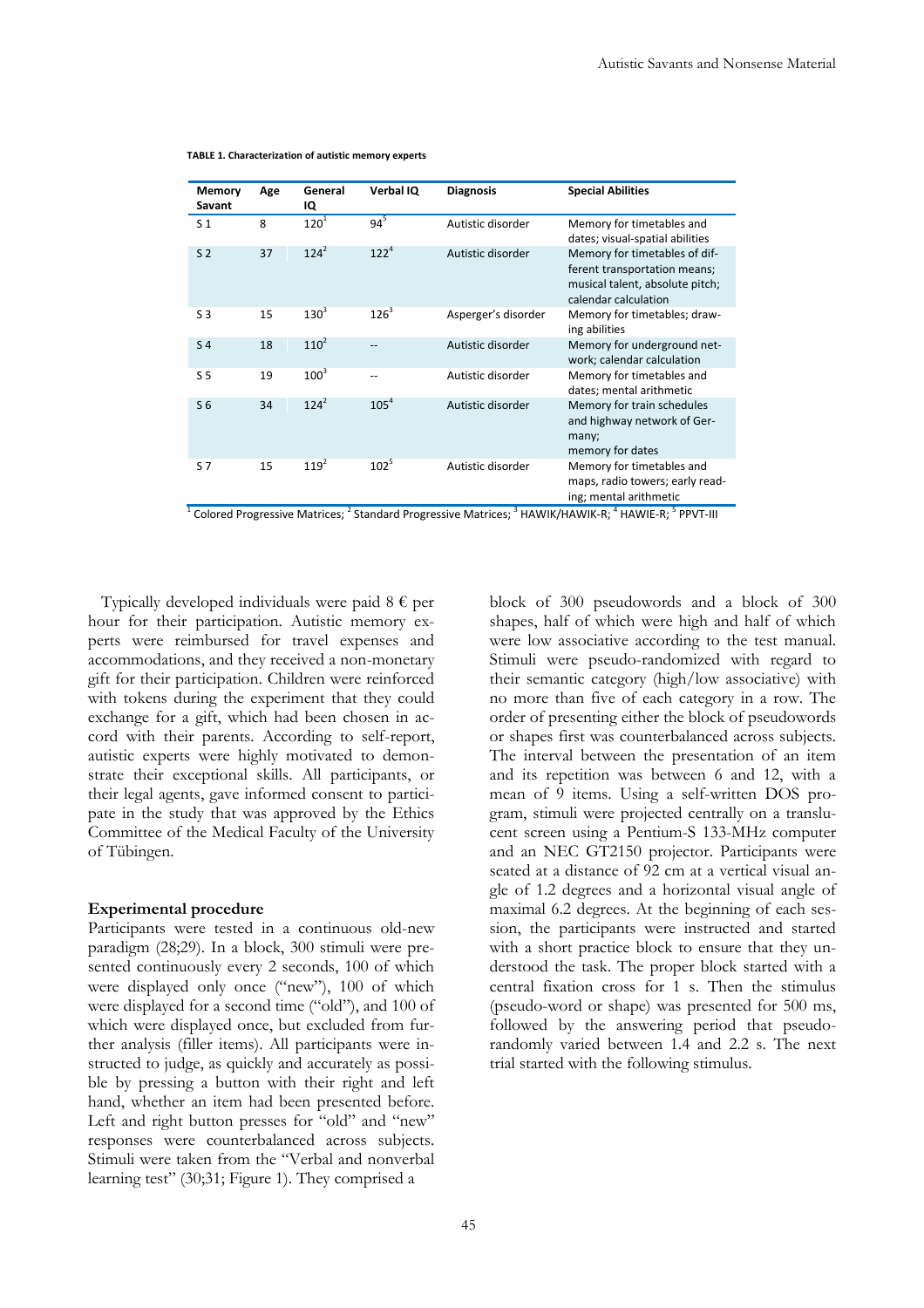**TABLE 1. Characterization of autistic memory experts**

| Memory Savant | Age | General IQ | Verbal IQ | Diagnosis | Special Abilities |
|---|---|---|---|---|---|
| S 1 | 8 | 120 [1] | 94 [5] | Autistic disorder | Memory for timetables and dates; visual-spatial abilities |
| S 2 | 37 | 124 [2] | 122 [4] | Autistic disorder | Memory for timetables of different transportation means; musical talent, absolute pitch; calendar calculation |
| S 3 | 15 | 130 [3] | 126 [3] | Asperger's disorder | Memory for timetables; drawing abilities |
| S 4 | 18 | 110 [2] | -- | Autistic disorder | Memory for underground network; calendar calculation |
| S 5 | 19 | 100 [3] | -- | Autistic disorder | Memory for timetables and dates; mental arithmetic |
| S 6 | 34 | 124 [2] | 105 [4] | Autistic disorder | Memory for train schedules and highway network of Germany; memory for dates |
| S 7 | 15 | 119 [2] | 102 [5] | Autistic disorder | Memory for timetables and maps, radio towers; early reading; mental arithmetic |

[1] Colored Progressive Matrices; [2] Standard Progressive Matrices; [3] HAWIK/HAWIK-R; [4] HAWIE-R; [5] PPVT-III

Typically developed individuals were paid 8 € per hour for their participation. Autistic memory experts were reimbursed for travel expenses and accommodations, and they received a non-monetary gift for their participation. Children were reinforced with tokens during the experiment that they could exchange for a gift, which had been chosen in accord with their parents. According to self-report, autistic experts were highly motivated to demonstrate their exceptional skills. All participants, or their legal agents, gave informed consent to participate in the study that was approved by the Ethics Committee of the Medical Faculty of the University of Tübingen.

**Experimental procedure**

Participants were tested in a continuous old-new paradigm (28;29). In a block, 300 stimuli were presented continuously every 2 seconds, 100 of which were displayed only once ("new"), 100 of which were displayed for a second time ("old"), and 100 of which were displayed once, but excluded from further analysis (filler items). All participants were instructed to judge, as quickly and accurately as possible by pressing a button with their right and left hand, whether an item had been presented before. Left and right button presses for "old" and "new" responses were counterbalanced across subjects. Stimuli were taken from the "Verbal and nonverbal learning test" (30;31; Figure 1). They comprised a block of 300 pseudowords and a block of 300 shapes, half of which were high and half of which were low associative according to the test manual. Stimuli were pseudo-randomized with regard to their semantic category (high/low associative) with no more than five of each category in a row. The order of presenting either the block of pseudowords or shapes first was counterbalanced across subjects. The interval between the presentation of an item and its repetition was between 6 and 12, with a mean of 9 items. Using a self-written DOS program, stimuli were projected centrally on a translucent screen using a Pentium-S 133-MHz computer and an NEC GT2150 projector. Participants were seated at a distance of 92 cm at a vertical visual angle of 1.2 degrees and a horizontal visual angle of maximal 6.2 degrees. At the beginning of each session, the participants were instructed and started with a short practice block to ensure that they understood the task. The proper block started with a central fixation cross for 1 s. Then the stimulus (pseudo-word or shape) was presented for 500 ms, followed by the answering period that pseudorandomly varied between 1.4 and 2.2 s. The next trial started with the following stimulus.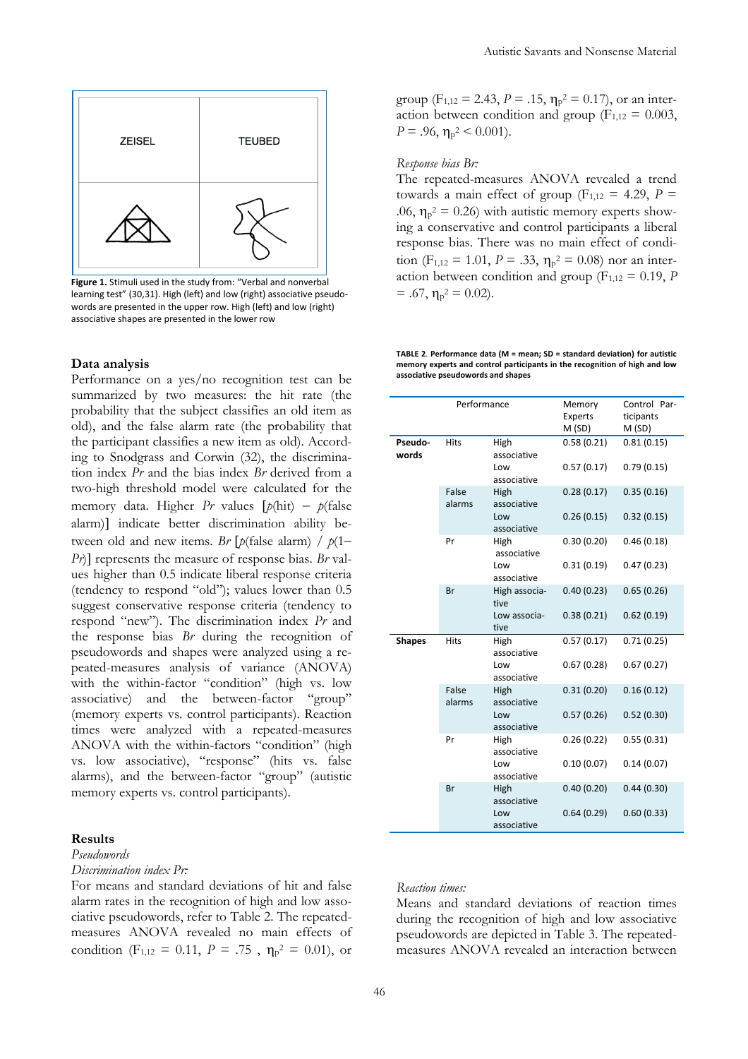| ZEISEL | TEUBED |
|---|---|

**Figure 1.** Stimuli used in the study from: "Verbal and nonverbal learning test" (30,31). High (left) and low (right) associative pseudowords are presented in the upper row. High (left) and low (right) associative shapes are presented in the lower row

### Data analysis

Performance on a yes/no recognition test can be summarized by two measures: the hit rate (the probability that the subject classifies an old item as old), and the false alarm rate (the probability that the participant classifies a new item as old). According to Snodgrass and Corwin (32), the discrimination index *Pr* and the bias index *Br* derived from a two-high threshold model were calculated for the memory data. Higher *Pr* values [*p*(hit) − *p*(false alarm)] indicate better discrimination ability between old and new items. *Br* [*p*(false alarm) / *p*(1−*Pr*)] represents the measure of response bias. *Br* values higher than 0.5 indicate liberal response criteria (tendency to respond "old"); values lower than 0.5 suggest conservative response criteria (tendency to respond "new"). The discrimination index *Pr* and the response bias *Br* during the recognition of pseudowords and shapes were analyzed using a repeated-measures analysis of variance (ANOVA) with the within-factor "condition" (high vs. low associative) and the between-factor "group" (memory experts vs. control participants). Reaction times were analyzed with a repeated-measures ANOVA with the within-factors "condition" (high vs. low associative), "response" (hits vs. false alarms), and the between-factor "group" (autistic memory experts vs. control participants).

### Results

*Pseudowords*

*Discrimination index Pr:*

For means and standard deviations of hit and false alarm rates in the recognition of high and low associative pseudowords, refer to Table 2. The repeated-measures ANOVA revealed no main effects of condition ($F_{1,12}$ = 0.11, $P$ = .75 , $\eta_p^2$ = 0.01), or group ($F_{1,12}$ = 2.43, $P$ = .15, $\eta_p^2$ = 0.17), or an interaction between condition and group ($F_{1,12}$ = 0.003, $P$ = .96, $\eta_p^2$ < 0.001).

*Response bias Br:*

The repeated-measures ANOVA revealed a trend towards a main effect of group ($F_{1,12}$ = 4.29, $P$ = .06, $\eta_p^2$ = 0.26) with autistic memory experts showing a conservative and control participants a liberal response bias. There was no main effect of condition ($F_{1,12}$ = 1.01, $P$ = .33, $\eta_p^2$ = 0.08) nor an interaction between condition and group ($F_{1,12}$ = 0.19, $P$ = .67, $\eta_p^2$ = 0.02).

**TABLE 2. Performance data (M = mean; SD = standard deviation) for autistic memory experts and control participants in the recognition of high and low associative pseudowords and shapes**

| Performance | | | Memory Experts M (SD) | Control Participants M (SD) |
|---|---|---|---|---|
| **Pseudowords** | Hits | High associative | 0.58 (0.21) | 0.81 (0.15) |
| | | Low associative | 0.57 (0.17) | 0.79 (0.15) |
| | False alarms | High associative | 0.28 (0.17) | 0.35 (0.16) |
| | | Low associative | 0.26 (0.15) | 0.32 (0.15) |
| | Pr | High associative | 0.30 (0.20) | 0.46 (0.18) |
| | | Low associative | 0.31 (0.19) | 0.47 (0.23) |
| | Br | High associative | 0.40 (0.23) | 0.65 (0.26) |
| | | Low associative | 0.38 (0.21) | 0.62 (0.19) |
| **Shapes** | Hits | High associative | 0.57 (0.17) | 0.71 (0.25) |
| | | Low associative | 0.67 (0.28) | 0.67 (0.27) |
| | False alarms | High associative | 0.31 (0.20) | 0.16 (0.12) |
| | | Low associative | 0.57 (0.26) | 0.52 (0.30) |
| | Pr | High associative | 0.26 (0.22) | 0.55 (0.31) |
| | | Low associative | 0.10 (0.07) | 0.14 (0.07) |
| | Br | High associative | 0.40 (0.20) | 0.44 (0.30) |
| | | Low associative | 0.64 (0.29) | 0.60 (0.33) |

*Reaction times:*

Means and standard deviations of reaction times during the recognition of high and low associative pseudowords are depicted in Table 3. The repeated-measures ANOVA revealed an interaction between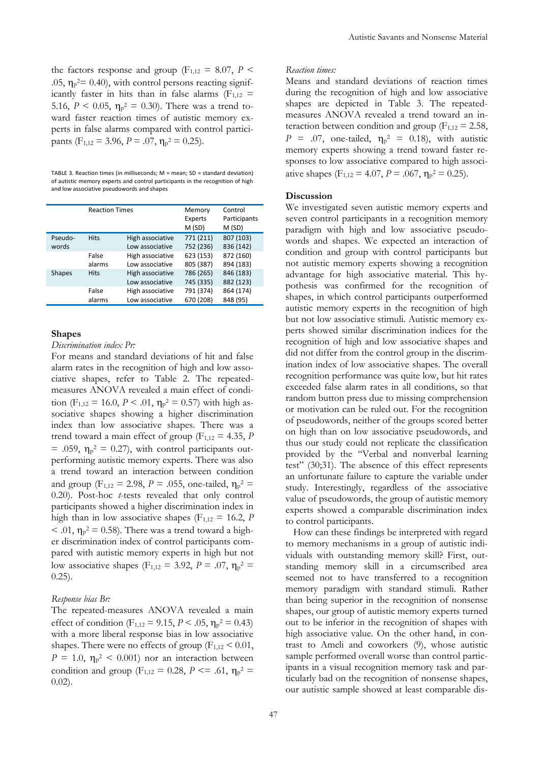the factors response and group ($F_{1,12}$ = 8.07, $P$ < .05, $\eta_p^2$= 0.40), with control persons reacting significantly faster in hits than in false alarms ($F_{1,12}$ = 5.16, $P$ < 0.05, $\eta_p^2$ = 0.30). There was a trend toward faster reaction times of autistic memory experts in false alarms compared with control participants ($F_{1,12}$ = 3.96, $P$ = .07, $\eta_p^2$ = 0.25).

TABLE 3. Reaction times (in milliseconds; M = mean; SD = standard deviation) of autistic memory experts and control participants in the recognition of high and low associative pseudowords and shapes

| Reaction Times | | | Memory Experts M (SD) | Control Participants M (SD) |
|---|---|---|---|---|
| Pseudo-words | Hits | High associative | 771 (211) | 807 (103) |
| | | Low associative | 752 (236) | 836 (142) |
| | False alarms | High associative | 623 (153) | 872 (160) |
| | | Low associative | 805 (387) | 894 (183) |
| Shapes | Hits | High associative | 786 (265) | 846 (183) |
| | | Low associative | 745 (335) | 882 (123) |
| | False alarms | High associative | 791 (374) | 864 (174) |
| | | Low associative | 670 (208) | 848 (95) |

### Shapes

*Discrimination index Pr:*

For means and standard deviations of hit and false alarm rates in the recognition of high and low associative shapes, refer to Table 2. The repeated-measures ANOVA revealed a main effect of condition ($F_{1,12}$ = 16.0, $P$ < .01, $\eta_p^2$ = 0.57) with high associative shapes showing a higher discrimination index than low associative shapes. There was a trend toward a main effect of group ($F_{1,12}$ = 4.35, $P$ = .059, $\eta_p^2$ = 0.27), with control participants outperforming autistic memory experts. There was also a trend toward an interaction between condition and group ($F_{1,12}$ = 2.98, $P$ = .055, one-tailed, $\eta_p^2$ = 0.20). Post-hoc *t*-tests revealed that only control participants showed a higher discrimination index in high than in low associative shapes ($F_{1,12}$ = 16.2, $P$ < .01, $\eta_p^2$ = 0.58). There was a trend toward a higher discrimination index of control participants compared with autistic memory experts in high but not low associative shapes ($F_{1,12}$ = 3.92, $P$ = .07, $\eta_p^2$ = 0.25).

*Response bias Br:*

The repeated-measures ANOVA revealed a main effect of condition ($F_{1,12}$ = 9.15, $P$ < .05, $\eta_p^2$ = 0.43) with a more liberal response bias in low associative shapes. There were no effects of group ($F_{1,12}$ < 0.01, $P$ = 1.0, $\eta_p^2$ < 0.001) nor an interaction between condition and group ($F_{1,12}$ = 0.28, $P$ <= .61, $\eta_p^2$ = 0.02).

*Reaction times:*

Means and standard deviations of reaction times during the recognition of high and low associative shapes are depicted in Table 3. The repeated-measures ANOVA revealed a trend toward an interaction between condition and group ($F_{1,12}$ = 2.58, $P$ = .07, one-tailed, $\eta_p^2$ = 0.18), with autistic memory experts showing a trend toward faster responses to low associative compared to high associative shapes ($F_{1,12}$ = 4.07, $P$ = .067, $\eta_p^2$ = 0.25).

## Discussion

We investigated seven autistic memory experts and seven control participants in a recognition memory paradigm with high and low associative pseudowords and shapes. We expected an interaction of condition and group with control participants but not autistic memory experts showing a recognition advantage for high associative material. This hypothesis was confirmed for the recognition of shapes, in which control participants outperformed autistic memory experts in the recognition of high but not low associative stimuli. Autistic memory experts showed similar discrimination indices for the recognition of high and low associative shapes and did not differ from the control group in the discrimination index of low associative shapes. The overall recognition performance was quite low, but hit rates exceeded false alarm rates in all conditions, so that random button press due to missing comprehension or motivation can be ruled out. For the recognition of pseudowords, neither of the groups scored better on high than on low associative pseudowords, and thus our study could not replicate the classification provided by the "Verbal and nonverbal learning test" (30;31). The absence of this effect represents an unfortunate failure to capture the variable under study. Interestingly, regardless of the associative value of pseudowords, the group of autistic memory experts showed a comparable discrimination index to control participants.

How can these findings be interpreted with regard to memory mechanisms in a group of autistic individuals with outstanding memory skill? First, outstanding memory skill in a circumscribed area seemed not to have transferred to a recognition memory paradigm with standard stimuli. Rather than being superior in the recognition of nonsense shapes, our group of autistic memory experts turned out to be inferior in the recognition of shapes with high associative value. On the other hand, in contrast to Ameli and coworkers (9), whose autistic sample performed overall worse than control participants in a visual recognition memory task and particularly bad on the recognition of nonsense shapes, our autistic sample showed at least comparable dis-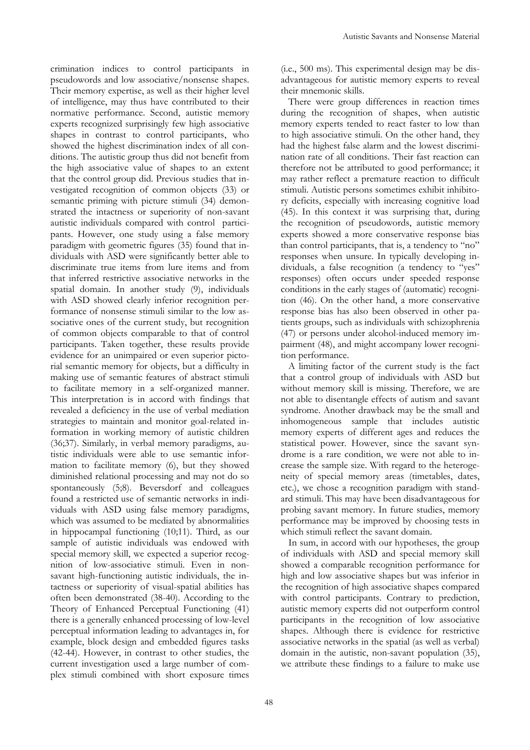crimination indices to control participants in pseudowords and low associative/nonsense shapes. Their memory expertise, as well as their higher level of intelligence, may thus have contributed to their normative performance. Second, autistic memory experts recognized surprisingly few high associative shapes in contrast to control participants, who showed the highest discrimination index of all conditions. The autistic group thus did not benefit from the high associative value of shapes to an extent that the control group did. Previous studies that investigated recognition of common objects (33) or semantic priming with picture stimuli (34) demonstrated the intactness or superiority of non-savant autistic individuals compared with control participants. However, one study using a false memory paradigm with geometric figures (35) found that individuals with ASD were significantly better able to discriminate true items from lure items and from that inferred restrictive associative networks in the spatial domain. In another study (9), individuals with ASD showed clearly inferior recognition performance of nonsense stimuli similar to the low associative ones of the current study, but recognition of common objects comparable to that of control participants. Taken together, these results provide evidence for an unimpaired or even superior pictorial semantic memory for objects, but a difficulty in making use of semantic features of abstract stimuli to facilitate memory in a self-organized manner. This interpretation is in accord with findings that revealed a deficiency in the use of verbal mediation strategies to maintain and monitor goal-related information in working memory of autistic children (36;37). Similarly, in verbal memory paradigms, autistic individuals were able to use semantic information to facilitate memory (6), but they showed diminished relational processing and may not do so spontaneously (5;8). Beversdorf and colleagues found a restricted use of semantic networks in individuals with ASD using false memory paradigms, which was assumed to be mediated by abnormalities in hippocampal functioning (10;11). Third, as our sample of autistic individuals was endowed with special memory skill, we expected a superior recognition of low-associative stimuli. Even in non-savant high-functioning autistic individuals, the intactness or superiority of visual-spatial abilities has often been demonstrated (38-40). According to the Theory of Enhanced Perceptual Functioning (41) there is a generally enhanced processing of low-level perceptual information leading to advantages in, for example, block design and embedded figures tasks (42-44). However, in contrast to other studies, the current investigation used a large number of complex stimuli combined with short exposure times (i.e., 500 ms). This experimental design may be disadvantageous for autistic memory experts to reveal their mnemonic skills.

There were group differences in reaction times during the recognition of shapes, when autistic memory experts tended to react faster to low than to high associative stimuli. On the other hand, they had the highest false alarm and the lowest discrimination rate of all conditions. Their fast reaction can therefore not be attributed to good performance; it may rather reflect a premature reaction to difficult stimuli. Autistic persons sometimes exhibit inhibitory deficits, especially with increasing cognitive load (45). In this context it was surprising that, during the recognition of pseudowords, autistic memory experts showed a more conservative response bias than control participants, that is, a tendency to "no" responses when unsure. In typically developing individuals, a false recognition (a tendency to "yes" responses) often occurs under speeded response conditions in the early stages of (automatic) recognition (46). On the other hand, a more conservative response bias has also been observed in other patients groups, such as individuals with schizophrenia (47) or persons under alcohol-induced memory impairment (48), and might accompany lower recognition performance.

A limiting factor of the current study is the fact that a control group of individuals with ASD but without memory skill is missing. Therefore, we are not able to disentangle effects of autism and savant syndrome. Another drawback may be the small and inhomogeneous sample that includes autistic memory experts of different ages and reduces the statistical power. However, since the savant syndrome is a rare condition, we were not able to increase the sample size. With regard to the heterogeneity of special memory areas (timetables, dates, etc.), we chose a recognition paradigm with standard stimuli. This may have been disadvantageous for probing savant memory. In future studies, memory performance may be improved by choosing tests in which stimuli reflect the savant domain.

In sum, in accord with our hypotheses, the group of individuals with ASD and special memory skill showed a comparable recognition performance for high and low associative shapes but was inferior in the recognition of high associative shapes compared with control participants. Contrary to prediction, autistic memory experts did not outperform control participants in the recognition of low associative shapes. Although there is evidence for restrictive associative networks in the spatial (as well as verbal) domain in the autistic, non-savant population (35), we attribute these findings to a failure to make use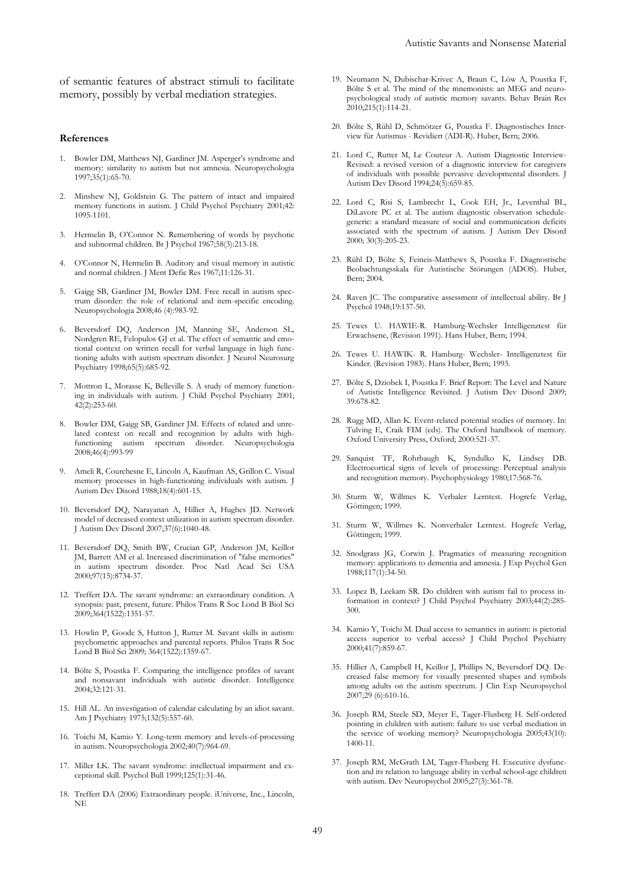of semantic features of abstract stimuli to facilitate memory, possibly by verbal mediation strategies.

### References

1. Bowler DM, Matthews NJ, Gardiner JM. Asperger's syndrome and memory: similarity to autism but not amnesia. Neuropsychologia 1997;35(1):65-70.
2. Minshew NJ, Goldstein G. The pattern of intact and impaired memory functions in autism. J Child Psychol Psychiatry 2001;42: 1095-1101.
3. Hermelin B, O'Connor N. Remembering of words by psychotic and subnormal children. Br J Psychol 1967;58(3):213-18.
4. O'Connor N, Hermelin B. Auditory and visual memory in autistic and normal children. J Ment Defic Res 1967;11:126-31.
5. Gaigg SB, Gardiner JM, Bowler DM. Free recall in autism spectrum disorder: the role of relational and item-specific encoding. Neuropsychologia 2008;46 (4):983-92.
6. Beversdorf DQ, Anderson JM, Manning SE, Anderson SL, Nordgren RE, Felopulos GJ et al. The effect of semantic and emotional context on written recall for verbal language in high functioning adults with autism spectrum disorder. J Neurol Neurosurg Psychiatry 1998;65(5):685-92.
7. Mottron L, Morasse K, Belleville S. A study of memory functioning in individuals with autism. J Child Psychol Psychiatry 2001; 42(2):253-60.
8. Bowler DM, Gaigg SB, Gardiner JM. Effects of related and unrelated context on recall and recognition by adults with high-functioning autism spectrum disorder. Neuropsychologia 2008;46(4):993-99
9. Ameli R, Courchesne E, Lincoln A, Kaufman AS, Grillon C. Visual memory processes in high-functioning individuals with autism. J Autism Dev Disord 1988;18(4):601-15.
10. Beversdorf DQ, Narayanan A, Hillier A, Hughes JD. Network model of decreased context utilization in autism spectrum disorder. J Autism Dev Disord 2007;37(6):1040-48.
11. Beversdorf DQ, Smith BW, Crucian GP, Anderson JM, Keillor JM, Barrett AM et al. Increased discrimination of "false memories" in autism spectrum disorder. Proc Natl Acad Sci USA 2000;97(15):8734-37.
12. Treffert DA. The savant syndrome: an extraordinary condition. A synopsis: past, present, future. Philos Trans R Soc Lond B Biol Sci 2009;364(1522):1351-57.
13. Howlin P, Goode S, Hutton J, Rutter M. Savant skills in autism: psychometric approaches and parental reports. Philos Trans R Soc Lond B Biol Sci 2009; 364(1522):1359-67.
14. Bölte S, Poustka F. Comparing the intelligence profiles of savant and nonsavant individuals with autistic disorder. Intelligence 2004;32:121-31.
15. Hill AL. An investigation of calendar calculating by an idiot savant. Am J Psychiatry 1975;132(5):557-60.
16. Toichi M, Kamio Y. Long-term memory and levels-of-processing in autism. Neuropsychologia 2002;40(7):964-69.
17. Miller LK. The savant syndrome: intellectual impairment and exceptional skill. Psychol Bull 1999;125(1):31-46.
18. Treffert DA (2006) Extraordinary people. iUniverse, Inc., Lincoln, NE
19. Neumann N, Dubischar-Krivec A, Braun C, Löw A, Poustka F, Bölte S et al. The mind of the mnemonists: an MEG and neuropsychological study of autistic memory savants. Behav Brain Res 2010;215(1):114-21.
20. Bölte S, Rühl D, Schmötzer G, Poustka F. Diagnostisches Interview für Autismus - Revidiert (ADI-R). Huber, Bern; 2006.
21. Lord C, Rutter M, Le Couteur A. Autism Diagnostic Interview-Revised: a revised version of a diagnostic interview for caregivers of individuals with possible pervasive developmental disorders. J Autism Dev Disord 1994;24(5):659-85.
22. Lord C, Risi S, Lambrecht L, Cook EH, Jr., Leventhal BL, DiLavore PC et al. The autism diagnostic observation schedule-generic: a standard measure of social and communication deficits associated with the spectrum of autism. J Autism Dev Disord 2000; 30(3):205-23.
23. Rühl D, Bölte S, Feineis-Matthews S, Poustka F. Diagnostische Beobachtungsskala für Autistische Störungen (ADOS). Huber, Bern; 2004.
24. Raven JC. The comparative assessment of intellectual ability. Br J Psychol 1948;19:137-50.
25. Tewes U. HAWIE-R. Hamburg-Wechsler Intelligenztest für Erwachsene, (Revision 1991). Hans Huber, Bern; 1994.
26. Tewes U. HAWIK- R. Hamburg- Wechsler- Intelligenztest für Kinder. (Revision 1983). Hans Huber, Bern; 1993.
27. Bölte S, Dziobek I, Poustka F. Brief Report: The Level and Nature of Autistic Intelligence Revisited. J Autism Dev Disord 2009; 39:678-82.
28. Rugg MD, Allan K. Event-related potential studies of memory. In: Tulving E, Craik FIM (eds). The Oxford handbook of memory. Oxford University Press, Oxford; 2000:521-37.
29. Sanquist TF, Rohrbaugh K, Syndulko K, Lindsey DB. Electrocortical signs of levels of processing: Perceptual analysis and recognition memory. Psychophysiology 1980;17:568-76.
30. Sturm W, Willmes K. Verbaler Lerntest. Hogrefe Verlag, Göttingen; 1999.
31. Sturm W, Willmes K. Nonverbaler Lerntest. Hogrefe Verlag, Göttingen; 1999.
32. Snodgrass JG, Corwin J. Pragmatics of measuring recognition memory: applications to dementia and amnesia. J Exp Psychol Gen 1988;117(1):34-50.
33. Lopez B, Leekam SR. Do children with autism fail to process information in context? J Child Psychol Psychiatry 2003;44(2):285-300.
34. Kamio Y, Toichi M. Dual access to semantics in autism: is pictorial access superior to verbal access? J Child Psychol Psychiatry 2000;41(7):859-67.
35. Hillier A, Campbell H, Keillor J, Phillips N, Beversdorf DQ. Decreased false memory for visually presented shapes and symbols among adults on the autism spectrum. J Clin Exp Neuropsychol 2007;29 (6):610-16.
36. Joseph RM, Steele SD, Meyer E, Tager-Flusberg H. Self-ordered pointing in children with autism: failure to use verbal mediation in the service of working memory? Neuropsychologia 2005;43(10): 1400-11.
37. Joseph RM, McGrath LM, Tager-Flusberg H. Executive dysfunction and its relation to language ability in verbal school-age children with autism. Dev Neuropsychol 2005;27(3):361-78.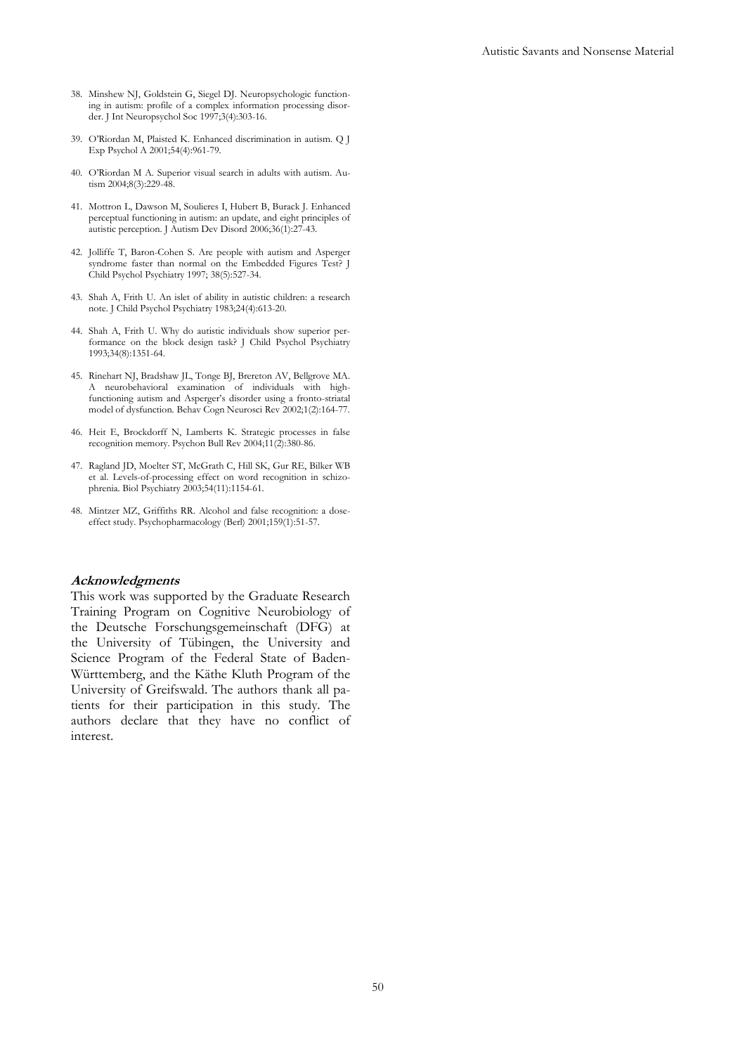38. Minshew NJ, Goldstein G, Siegel DJ. Neuropsychologic functioning in autism: profile of a complex information processing disorder. J Int Neuropsychol Soc 1997;3(4):303-16.

39. O'Riordan M, Plaisted K. Enhanced discrimination in autism. Q J Exp Psychol A 2001;54(4):961-79.

40. O'Riordan M A. Superior visual search in adults with autism. Autism 2004;8(3):229-48.

41. Mottron L, Dawson M, Soulieres I, Hubert B, Burack J. Enhanced perceptual functioning in autism: an update, and eight principles of autistic perception. J Autism Dev Disord 2006;36(1):27-43.

42. Jolliffe T, Baron-Cohen S. Are people with autism and Asperger syndrome faster than normal on the Embedded Figures Test? J Child Psychol Psychiatry 1997; 38(5):527-34.

43. Shah A, Frith U. An islet of ability in autistic children: a research note. J Child Psychol Psychiatry 1983;24(4):613-20.

44. Shah A, Frith U. Why do autistic individuals show superior performance on the block design task? J Child Psychol Psychiatry 1993;34(8):1351-64.

45. Rinehart NJ, Bradshaw JL, Tonge BJ, Brereton AV, Bellgrove MA. A neurobehavioral examination of individuals with high-functioning autism and Asperger's disorder using a fronto-striatal model of dysfunction. Behav Cogn Neurosci Rev 2002;1(2):164-77.

46. Heit E, Brockdorff N, Lamberts K. Strategic processes in false recognition memory. Psychon Bull Rev 2004;11(2):380-86.

47. Ragland JD, Moelter ST, McGrath C, Hill SK, Gur RE, Bilker WB et al. Levels-of-processing effect on word recognition in schizophrenia. Biol Psychiatry 2003;54(11):1154-61.

48. Mintzer MZ, Griffiths RR. Alcohol and false recognition: a dose-effect study. Psychopharmacology (Berl) 2001;159(1):51-57.

### *Acknowledgments*

This work was supported by the Graduate Research Training Program on Cognitive Neurobiology of the Deutsche Forschungsgemeinschaft (DFG) at the University of Tübingen, the University and Science Program of the Federal State of Baden-Württemberg, and the Käthe Kluth Program of the University of Greifswald. The authors thank all patients for their participation in this study. The authors declare that they have no conflict of interest.